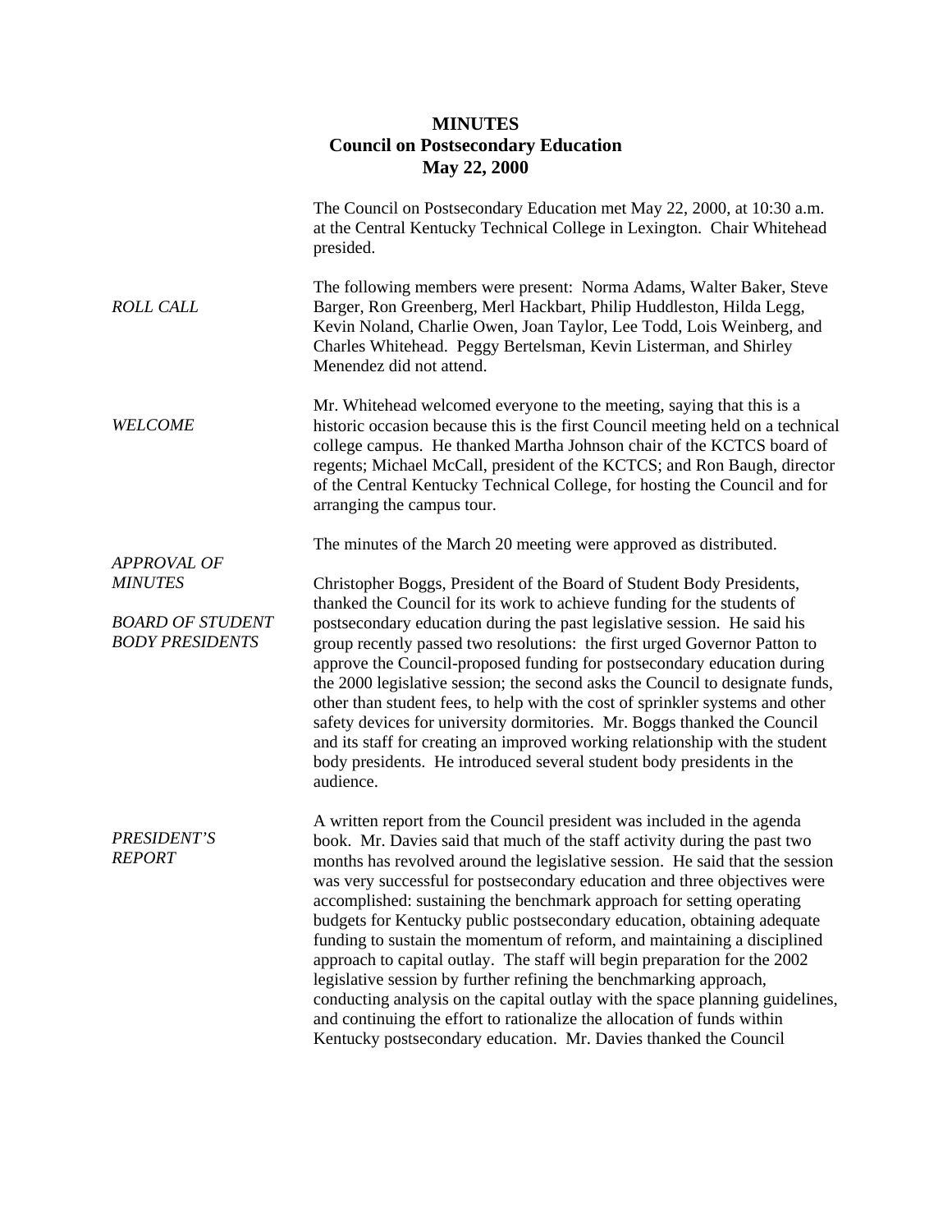# MINUTES
## Council on Postsecondary Education
## May 22, 2000

The Council on Postsecondary Education met May 22, 2000, at 10:30 a.m. at the Central Kentucky Technical College in Lexington. Chair Whitehead presided.

*ROLL CALL*

The following members were present: Norma Adams, Walter Baker, Steve Barger, Ron Greenberg, Merl Hackbart, Philip Huddleston, Hilda Legg, Kevin Noland, Charlie Owen, Joan Taylor, Lee Todd, Lois Weinberg, and Charles Whitehead. Peggy Bertelsman, Kevin Listerman, and Shirley Menendez did not attend.

*WELCOME*

Mr. Whitehead welcomed everyone to the meeting, saying that this is a historic occasion because this is the first Council meeting held on a technical college campus. He thanked Martha Johnson chair of the KCTCS board of regents; Michael McCall, president of the KCTCS; and Ron Baugh, director of the Central Kentucky Technical College, for hosting the Council and for arranging the campus tour.

*APPROVAL OF MINUTES*

The minutes of the March 20 meeting were approved as distributed.

*BOARD OF STUDENT BODY PRESIDENTS*

Christopher Boggs, President of the Board of Student Body Presidents, thanked the Council for its work to achieve funding for the students of postsecondary education during the past legislative session. He said his group recently passed two resolutions: the first urged Governor Patton to approve the Council-proposed funding for postsecondary education during the 2000 legislative session; the second asks the Council to designate funds, other than student fees, to help with the cost of sprinkler systems and other safety devices for university dormitories. Mr. Boggs thanked the Council and its staff for creating an improved working relationship with the student body presidents. He introduced several student body presidents in the audience.

*PRESIDENT'S REPORT*

A written report from the Council president was included in the agenda book. Mr. Davies said that much of the staff activity during the past two months has revolved around the legislative session. He said that the session was very successful for postsecondary education and three objectives were accomplished: sustaining the benchmark approach for setting operating budgets for Kentucky public postsecondary education, obtaining adequate funding to sustain the momentum of reform, and maintaining a disciplined approach to capital outlay. The staff will begin preparation for the 2002 legislative session by further refining the benchmarking approach, conducting analysis on the capital outlay with the space planning guidelines, and continuing the effort to rationalize the allocation of funds within Kentucky postsecondary education. Mr. Davies thanked the Council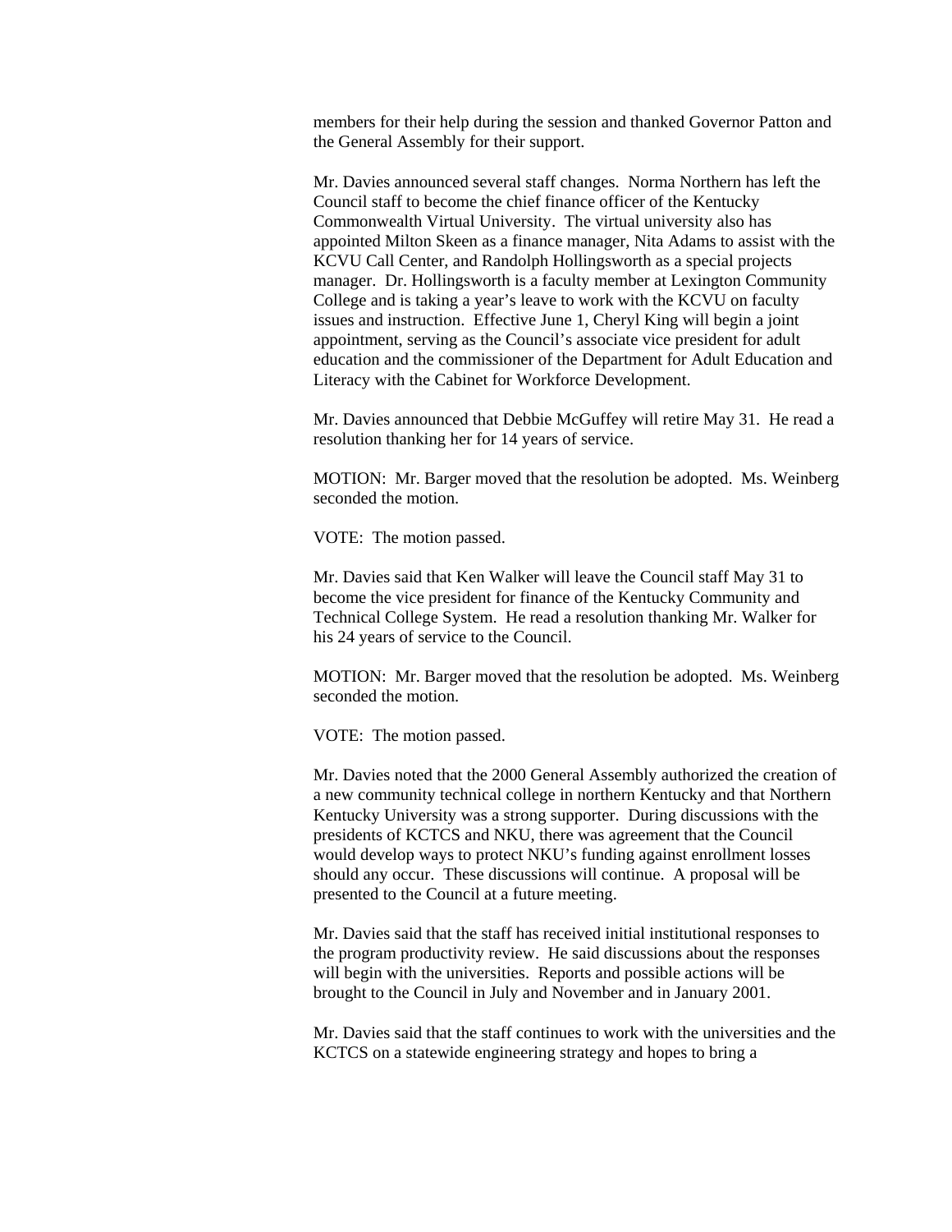members for their help during the session and thanked Governor Patton and the General Assembly for their support.

Mr. Davies announced several staff changes. Norma Northern has left the Council staff to become the chief finance officer of the Kentucky Commonwealth Virtual University. The virtual university also has appointed Milton Skeen as a finance manager, Nita Adams to assist with the KCVU Call Center, and Randolph Hollingsworth as a special projects manager. Dr. Hollingsworth is a faculty member at Lexington Community College and is taking a year's leave to work with the KCVU on faculty issues and instruction. Effective June 1, Cheryl King will begin a joint appointment, serving as the Council's associate vice president for adult education and the commissioner of the Department for Adult Education and Literacy with the Cabinet for Workforce Development.

Mr. Davies announced that Debbie McGuffey will retire May 31. He read a resolution thanking her for 14 years of service.

MOTION: Mr. Barger moved that the resolution be adopted. Ms. Weinberg seconded the motion.

VOTE: The motion passed.

Mr. Davies said that Ken Walker will leave the Council staff May 31 to become the vice president for finance of the Kentucky Community and Technical College System. He read a resolution thanking Mr. Walker for his 24 years of service to the Council.

MOTION: Mr. Barger moved that the resolution be adopted. Ms. Weinberg seconded the motion.

VOTE: The motion passed.

Mr. Davies noted that the 2000 General Assembly authorized the creation of a new community technical college in northern Kentucky and that Northern Kentucky University was a strong supporter. During discussions with the presidents of KCTCS and NKU, there was agreement that the Council would develop ways to protect NKU's funding against enrollment losses should any occur. These discussions will continue. A proposal will be presented to the Council at a future meeting.

Mr. Davies said that the staff has received initial institutional responses to the program productivity review. He said discussions about the responses will begin with the universities. Reports and possible actions will be brought to the Council in July and November and in January 2001.

Mr. Davies said that the staff continues to work with the universities and the KCTCS on a statewide engineering strategy and hopes to bring a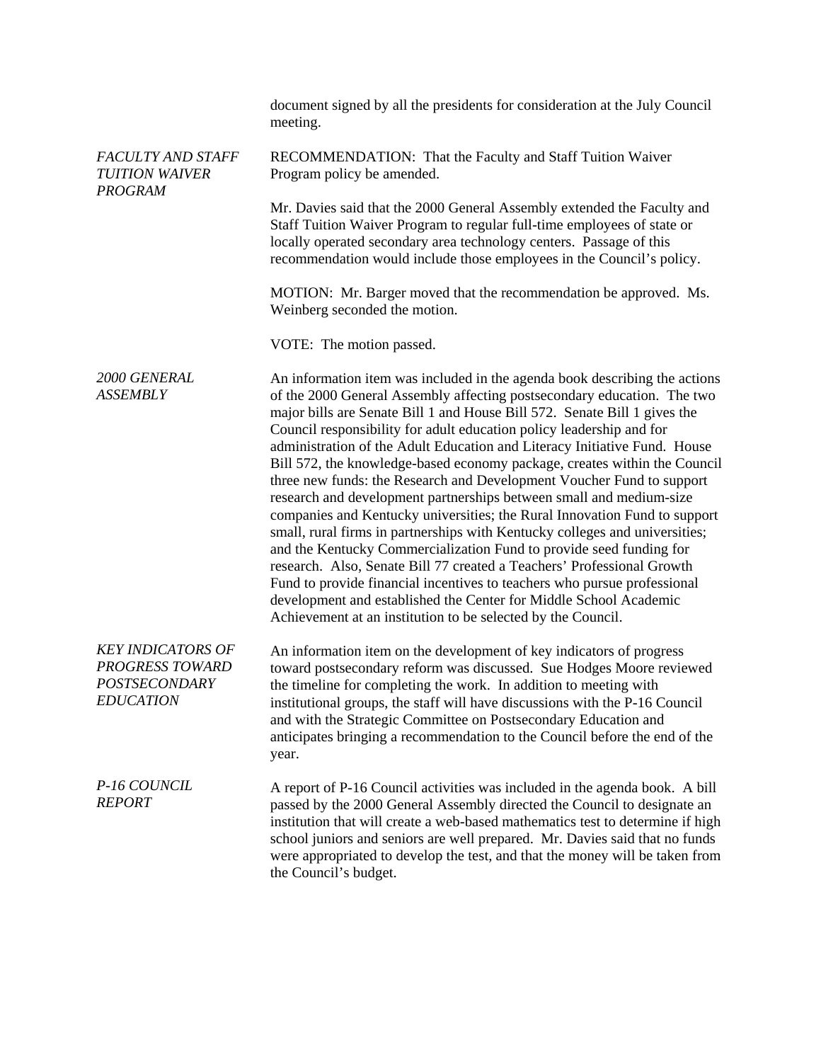document signed by all the presidents for consideration at the July Council meeting.

*FACULTY AND STAFF TUITION WAIVER PROGRAM*

RECOMMENDATION: That the Faculty and Staff Tuition Waiver Program policy be amended.

Mr. Davies said that the 2000 General Assembly extended the Faculty and Staff Tuition Waiver Program to regular full-time employees of state or locally operated secondary area technology centers. Passage of this recommendation would include those employees in the Council's policy.

MOTION: Mr. Barger moved that the recommendation be approved. Ms. Weinberg seconded the motion.

VOTE: The motion passed.

*2000 GENERAL ASSEMBLY*

An information item was included in the agenda book describing the actions of the 2000 General Assembly affecting postsecondary education. The two major bills are Senate Bill 1 and House Bill 572. Senate Bill 1 gives the Council responsibility for adult education policy leadership and for administration of the Adult Education and Literacy Initiative Fund. House Bill 572, the knowledge-based economy package, creates within the Council three new funds: the Research and Development Voucher Fund to support research and development partnerships between small and medium-size companies and Kentucky universities; the Rural Innovation Fund to support small, rural firms in partnerships with Kentucky colleges and universities; and the Kentucky Commercialization Fund to provide seed funding for research. Also, Senate Bill 77 created a Teachers' Professional Growth Fund to provide financial incentives to teachers who pursue professional development and established the Center for Middle School Academic Achievement at an institution to be selected by the Council.

*KEY INDICATORS OF PROGRESS TOWARD POSTSECONDARY EDUCATION*

An information item on the development of key indicators of progress toward postsecondary reform was discussed. Sue Hodges Moore reviewed the timeline for completing the work. In addition to meeting with institutional groups, the staff will have discussions with the P-16 Council and with the Strategic Committee on Postsecondary Education and anticipates bringing a recommendation to the Council before the end of the year.

*P-16 COUNCIL REPORT*

A report of P-16 Council activities was included in the agenda book. A bill passed by the 2000 General Assembly directed the Council to designate an institution that will create a web-based mathematics test to determine if high school juniors and seniors are well prepared. Mr. Davies said that no funds were appropriated to develop the test, and that the money will be taken from the Council's budget.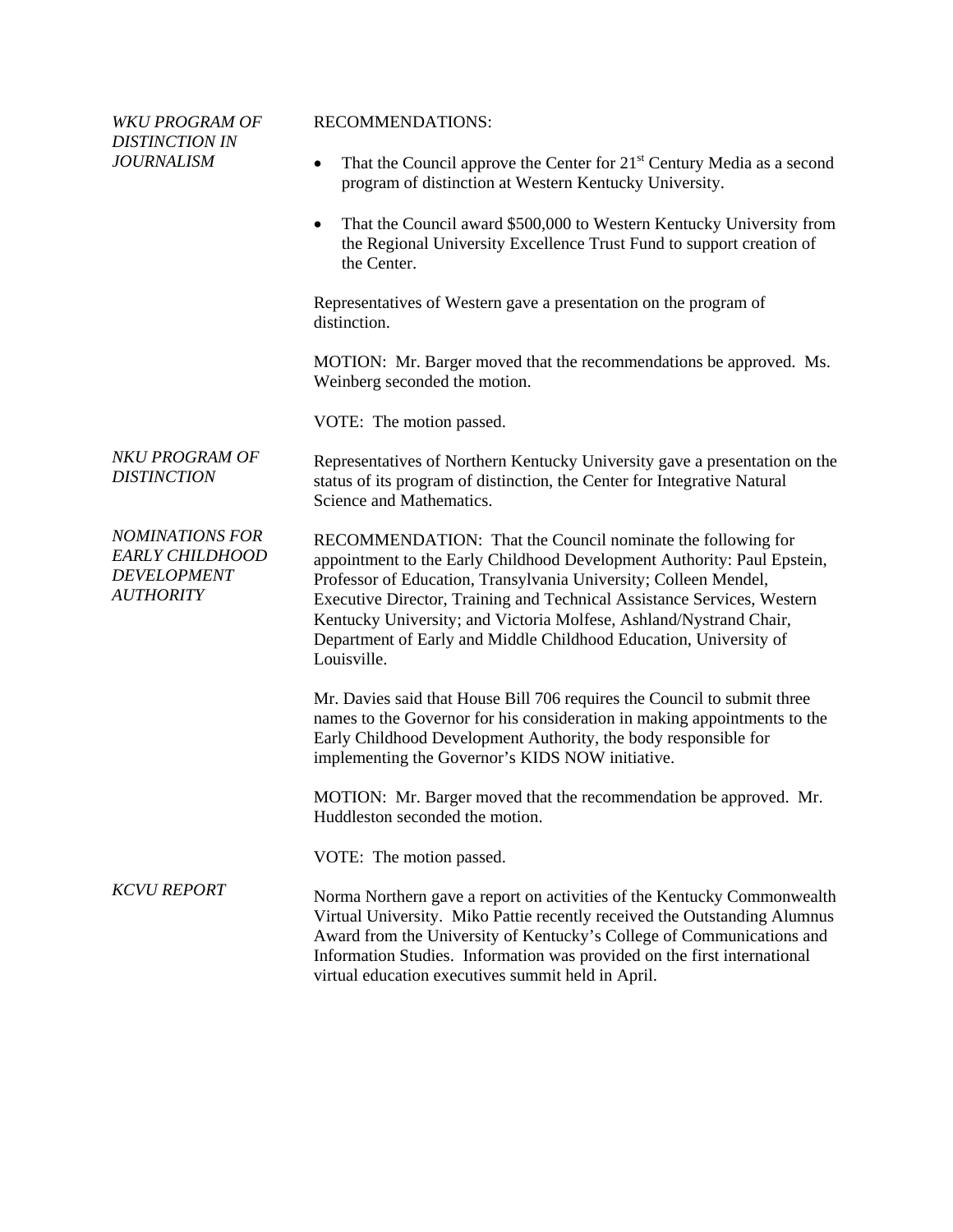*WKU PROGRAM OF DISTINCTION IN JOURNALISM*

RECOMMENDATIONS:

- That the Council approve the Center for 21st Century Media as a second program of distinction at Western Kentucky University.
- That the Council award $500,000 to Western Kentucky University from the Regional University Excellence Trust Fund to support creation of the Center.

Representatives of Western gave a presentation on the program of distinction.

MOTION: Mr. Barger moved that the recommendations be approved. Ms. Weinberg seconded the motion.

VOTE: The motion passed.

*NKU PROGRAM OF DISTINCTION*

Representatives of Northern Kentucky University gave a presentation on the status of its program of distinction, the Center for Integrative Natural Science and Mathematics.

*NOMINATIONS FOR EARLY CHILDHOOD DEVELOPMENT AUTHORITY*

RECOMMENDATION: That the Council nominate the following for appointment to the Early Childhood Development Authority: Paul Epstein, Professor of Education, Transylvania University; Colleen Mendel, Executive Director, Training and Technical Assistance Services, Western Kentucky University; and Victoria Molfese, Ashland/Nystrand Chair, Department of Early and Middle Childhood Education, University of Louisville.

Mr. Davies said that House Bill 706 requires the Council to submit three names to the Governor for his consideration in making appointments to the Early Childhood Development Authority, the body responsible for implementing the Governor's KIDS NOW initiative.

MOTION: Mr. Barger moved that the recommendation be approved. Mr. Huddleston seconded the motion.

VOTE: The motion passed.

*KCVU REPORT*

Norma Northern gave a report on activities of the Kentucky Commonwealth Virtual University. Miko Pattie recently received the Outstanding Alumnus Award from the University of Kentucky's College of Communications and Information Studies. Information was provided on the first international virtual education executives summit held in April.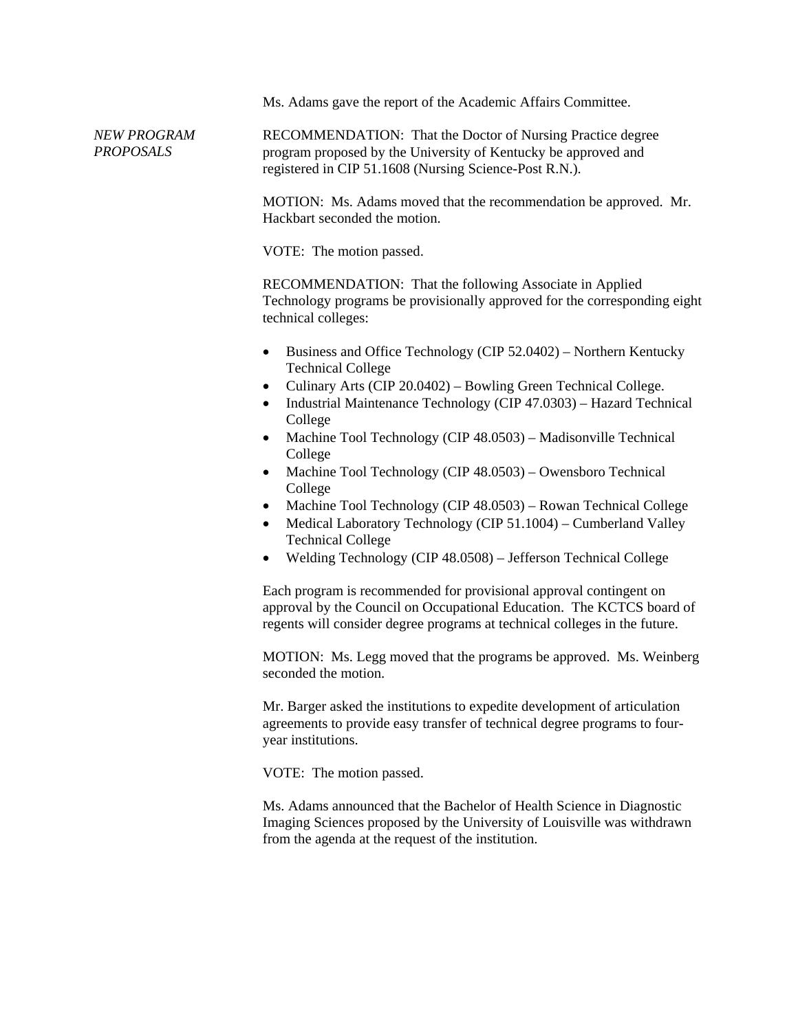Ms. Adams gave the report of the Academic Affairs Committee.

*NEW PROGRAM PROPOSALS*

RECOMMENDATION: That the Doctor of Nursing Practice degree program proposed by the University of Kentucky be approved and registered in CIP 51.1608 (Nursing Science-Post R.N.).

MOTION: Ms. Adams moved that the recommendation be approved. Mr. Hackbart seconded the motion.

VOTE: The motion passed.

RECOMMENDATION: That the following Associate in Applied Technology programs be provisionally approved for the corresponding eight technical colleges:

- Business and Office Technology (CIP 52.0402) – Northern Kentucky Technical College
- Culinary Arts (CIP 20.0402) – Bowling Green Technical College.
- Industrial Maintenance Technology (CIP 47.0303) – Hazard Technical College
- Machine Tool Technology (CIP 48.0503) – Madisonville Technical College
- Machine Tool Technology (CIP 48.0503) – Owensboro Technical College
- Machine Tool Technology (CIP 48.0503) – Rowan Technical College
- Medical Laboratory Technology (CIP 51.1004) – Cumberland Valley Technical College
- Welding Technology (CIP 48.0508) – Jefferson Technical College

Each program is recommended for provisional approval contingent on approval by the Council on Occupational Education. The KCTCS board of regents will consider degree programs at technical colleges in the future.

MOTION: Ms. Legg moved that the programs be approved. Ms. Weinberg seconded the motion.

Mr. Barger asked the institutions to expedite development of articulation agreements to provide easy transfer of technical degree programs to four-year institutions.

VOTE: The motion passed.

Ms. Adams announced that the Bachelor of Health Science in Diagnostic Imaging Sciences proposed by the University of Louisville was withdrawn from the agenda at the request of the institution.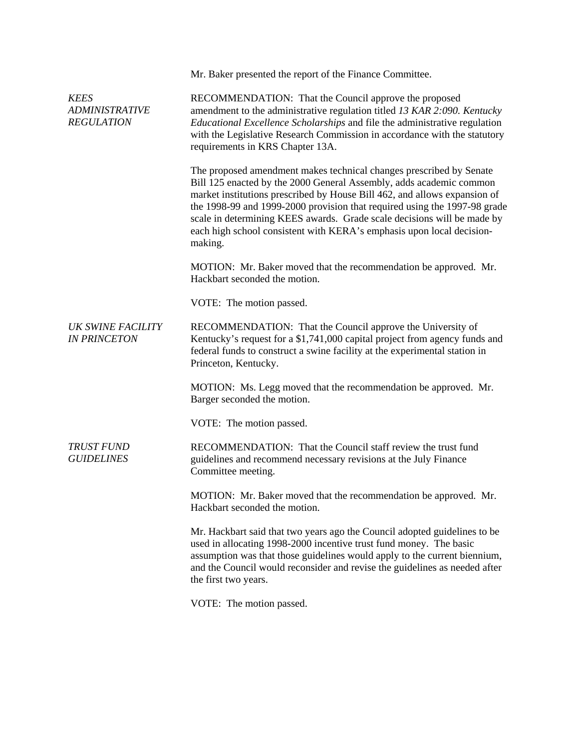Mr. Baker presented the report of the Finance Committee.

*KEES ADMINISTRATIVE REGULATION*

RECOMMENDATION: That the Council approve the proposed amendment to the administrative regulation titled *13 KAR 2:090. Kentucky Educational Excellence Scholarships* and file the administrative regulation with the Legislative Research Commission in accordance with the statutory requirements in KRS Chapter 13A.

The proposed amendment makes technical changes prescribed by Senate Bill 125 enacted by the 2000 General Assembly, adds academic common market institutions prescribed by House Bill 462, and allows expansion of the 1998-99 and 1999-2000 provision that required using the 1997-98 grade scale in determining KEES awards. Grade scale decisions will be made by each high school consistent with KERA's emphasis upon local decision-making.

MOTION: Mr. Baker moved that the recommendation be approved. Mr. Hackbart seconded the motion.

VOTE: The motion passed.

*UK SWINE FACILITY IN PRINCETON*

RECOMMENDATION: That the Council approve the University of Kentucky's request for a $1,741,000 capital project from agency funds and federal funds to construct a swine facility at the experimental station in Princeton, Kentucky.

MOTION: Ms. Legg moved that the recommendation be approved. Mr. Barger seconded the motion.

VOTE: The motion passed.

*TRUST FUND GUIDELINES*

RECOMMENDATION: That the Council staff review the trust fund guidelines and recommend necessary revisions at the July Finance Committee meeting.

MOTION: Mr. Baker moved that the recommendation be approved. Mr. Hackbart seconded the motion.

Mr. Hackbart said that two years ago the Council adopted guidelines to be used in allocating 1998-2000 incentive trust fund money. The basic assumption was that those guidelines would apply to the current biennium, and the Council would reconsider and revise the guidelines as needed after the first two years.

VOTE: The motion passed.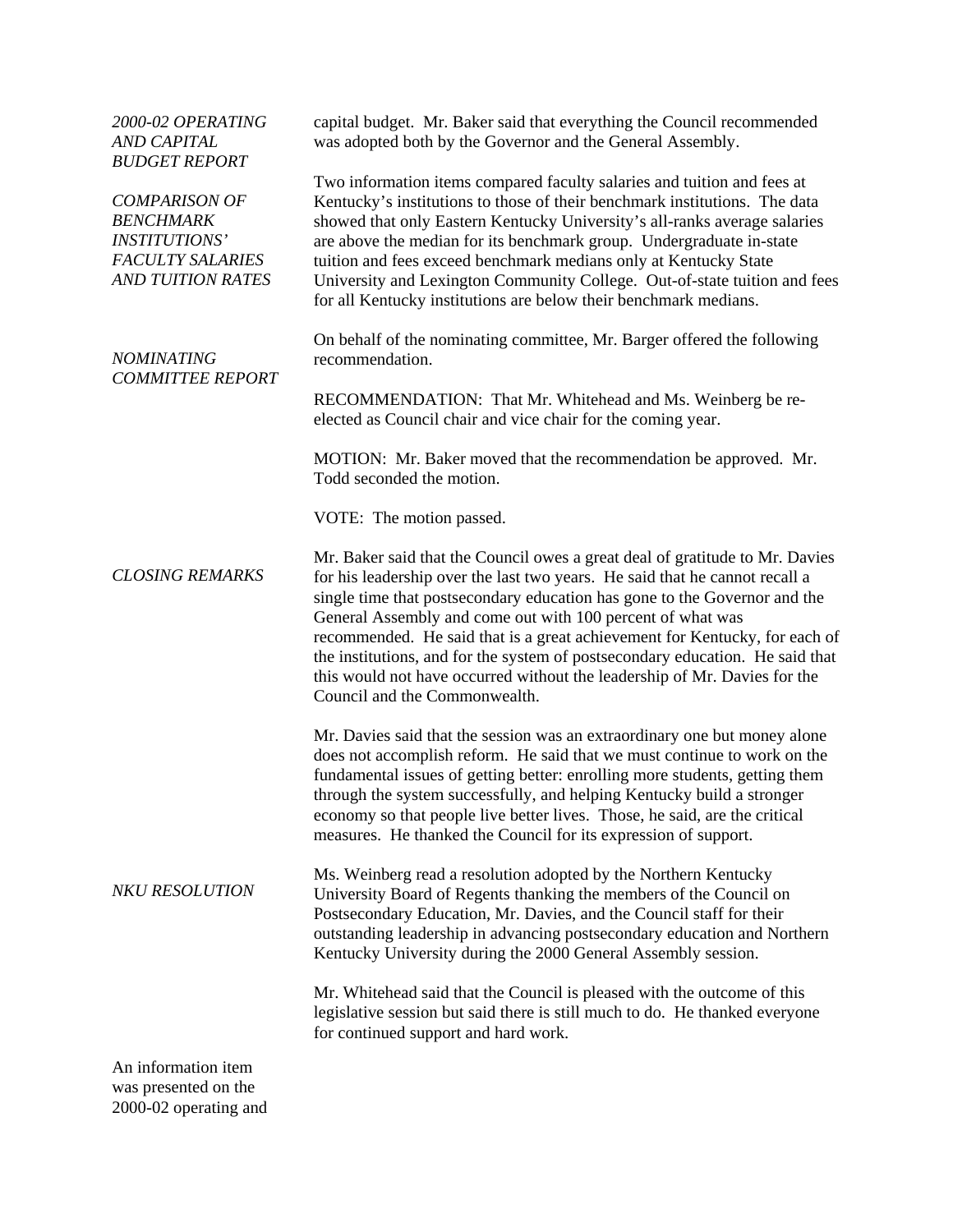*2000-02 OPERATING AND CAPITAL BUDGET REPORT*

An information item was presented on the 2000-02 operating and capital budget. Mr. Baker said that everything the Council recommended was adopted both by the Governor and the General Assembly.

*COMPARISON OF BENCHMARK INSTITUTIONS' FACULTY SALARIES AND TUITION RATES*

Two information items compared faculty salaries and tuition and fees at Kentucky's institutions to those of their benchmark institutions. The data showed that only Eastern Kentucky University's all-ranks average salaries are above the median for its benchmark group. Undergraduate in-state tuition and fees exceed benchmark medians only at Kentucky State University and Lexington Community College. Out-of-state tuition and fees for all Kentucky institutions are below their benchmark medians.

*NOMINATING COMMITTEE REPORT*

On behalf of the nominating committee, Mr. Barger offered the following recommendation.

RECOMMENDATION: That Mr. Whitehead and Ms. Weinberg be re-elected as Council chair and vice chair for the coming year.

MOTION: Mr. Baker moved that the recommendation be approved. Mr. Todd seconded the motion.

VOTE: The motion passed.

*CLOSING REMARKS*

Mr. Baker said that the Council owes a great deal of gratitude to Mr. Davies for his leadership over the last two years. He said that he cannot recall a single time that postsecondary education has gone to the Governor and the General Assembly and come out with 100 percent of what was recommended. He said that is a great achievement for Kentucky, for each of the institutions, and for the system of postsecondary education. He said that this would not have occurred without the leadership of Mr. Davies for the Council and the Commonwealth.

Mr. Davies said that the session was an extraordinary one but money alone does not accomplish reform. He said that we must continue to work on the fundamental issues of getting better: enrolling more students, getting them through the system successfully, and helping Kentucky build a stronger economy so that people live better lives. Those, he said, are the critical measures. He thanked the Council for its expression of support.

*NKU RESOLUTION*

Ms. Weinberg read a resolution adopted by the Northern Kentucky University Board of Regents thanking the members of the Council on Postsecondary Education, Mr. Davies, and the Council staff for their outstanding leadership in advancing postsecondary education and Northern Kentucky University during the 2000 General Assembly session.

Mr. Whitehead said that the Council is pleased with the outcome of this legislative session but said there is still much to do. He thanked everyone for continued support and hard work.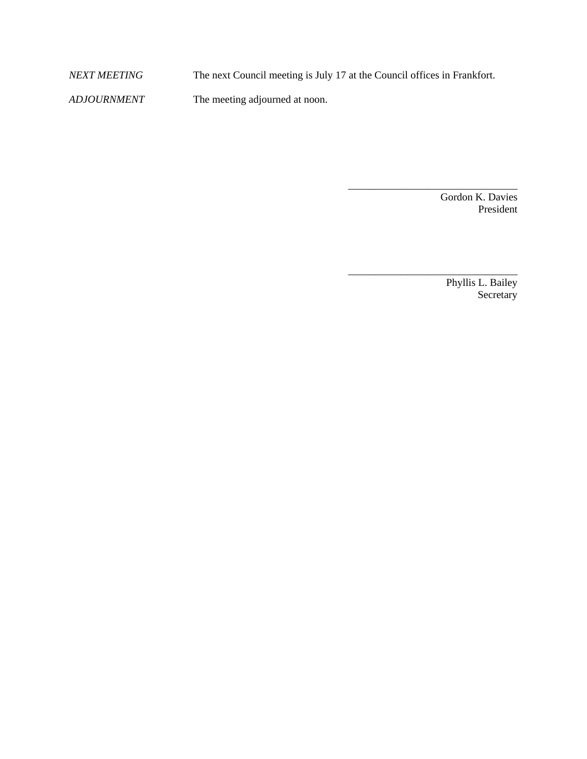*NEXT MEETING* The next Council meeting is July 17 at the Council offices in Frankfort.

*ADJOURNMENT* The meeting adjourned at noon.

\_\_\_\_\_\_\_\_\_\_\_\_\_\_\_\_\_\_\_\_\_\_\_\_\_\_\_\_\_\_\_\_\_\_

Gordon K. Davies
President

\_\_\_\_\_\_\_\_\_\_\_\_\_\_\_\_\_\_\_\_\_\_\_\_\_\_\_\_\_\_\_\_\_\_

Phyllis L. Bailey
Secretary